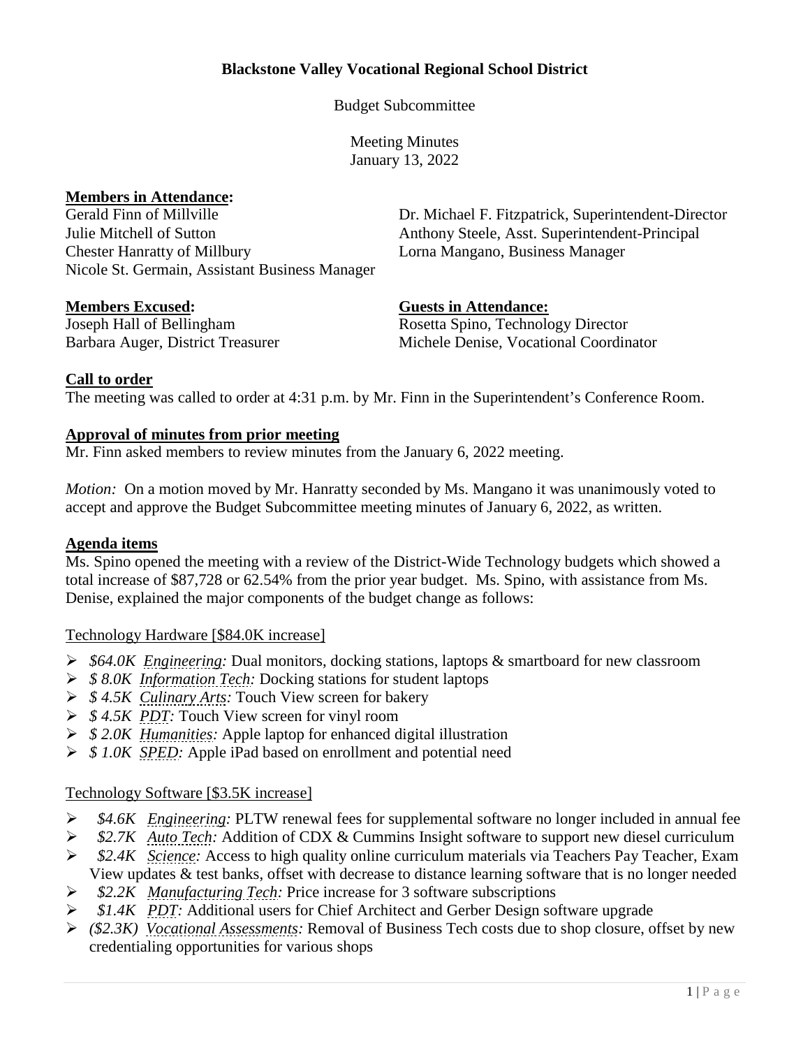**Blackstone Valley Vocational Regional School District**

Budget Subcommittee

Meeting Minutes
January 13, 2022

**Members in Attendance:**

Gerald Finn of Millville
Julie Mitchell of Sutton
Chester Hanratty of Millbury
Nicole St. Germain, Assistant Business Manager
Dr. Michael F. Fitzpatrick, Superintendent-Director
Anthony Steele, Asst. Superintendent-Principal
Lorna Mangano, Business Manager

**Members Excused:**

Joseph Hall of Bellingham
Barbara Auger, District Treasurer

**Guests in Attendance:**

Rosetta Spino, Technology Director
Michele Denise, Vocational Coordinator

**Call to order**

The meeting was called to order at 4:31 p.m. by Mr. Finn in the Superintendent's Conference Room.

**Approval of minutes from prior meeting**

Mr. Finn asked members to review minutes from the January 6, 2022 meeting.

*Motion:* On a motion moved by Mr. Hanratty seconded by Ms. Mangano it was unanimously voted to accept and approve the Budget Subcommittee meeting minutes of January 6, 2022, as written.

**Agenda items**

Ms. Spino opened the meeting with a review of the District-Wide Technology budgets which showed a total increase of $87,728 or 62.54% from the prior year budget. Ms. Spino, with assistance from Ms. Denise, explained the major components of the budget change as follows:

Technology Hardware [$84.0K increase]

- *$64.0K Engineering:* Dual monitors, docking stations, laptops & smartboard for new classroom
- *$ 8.0K Information Tech:* Docking stations for student laptops
- *$ 4.5K Culinary Arts:* Touch View screen for bakery
- *$ 4.5K PDT:* Touch View screen for vinyl room
- *$ 2.0K Humanities:* Apple laptop for enhanced digital illustration
- *$ 1.0K SPED:* Apple iPad based on enrollment and potential need

Technology Software [$3.5K increase]

- *$4.6K Engineering:* PLTW renewal fees for supplemental software no longer included in annual fee
- *$2.7K Auto Tech:* Addition of CDX & Cummins Insight software to support new diesel curriculum
- *$2.4K Science:* Access to high quality online curriculum materials via Teachers Pay Teacher, Exam View updates & test banks, offset with decrease to distance learning software that is no longer needed
- *$2.2K Manufacturing Tech:* Price increase for 3 software subscriptions
- *$1.4K PDT:* Additional users for Chief Architect and Gerber Design software upgrade
- *($2.3K) Vocational Assessments:* Removal of Business Tech costs due to shop closure, offset by new credentialing opportunities for various shops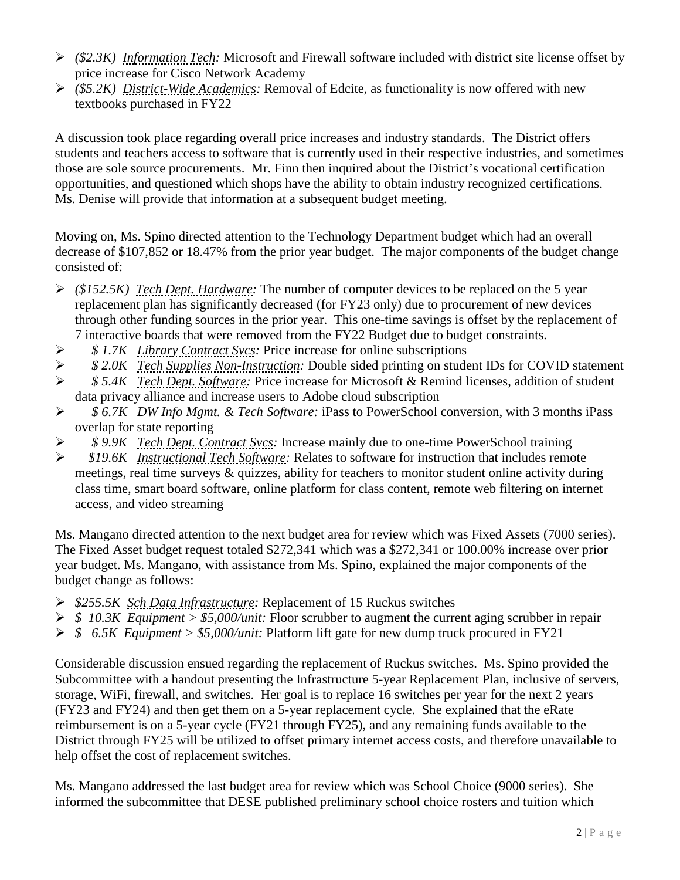- *($2.3K) Information Tech:* Microsoft and Firewall software included with district site license offset by price increase for Cisco Network Academy
- *($5.2K) District-Wide Academics:* Removal of Edcite, as functionality is now offered with new textbooks purchased in FY22

A discussion took place regarding overall price increases and industry standards. The District offers students and teachers access to software that is currently used in their respective industries, and sometimes those are sole source procurements. Mr. Finn then inquired about the District's vocational certification opportunities, and questioned which shops have the ability to obtain industry recognized certifications. Ms. Denise will provide that information at a subsequent budget meeting.

Moving on, Ms. Spino directed attention to the Technology Department budget which had an overall decrease of $107,852 or 18.47% from the prior year budget. The major components of the budget change consisted of:

- *($152.5K) Tech Dept. Hardware:* The number of computer devices to be replaced on the 5 year replacement plan has significantly decreased (for FY23 only) due to procurement of new devices through other funding sources in the prior year. This one-time savings is offset by the replacement of 7 interactive boards that were removed from the FY22 Budget due to budget constraints.
- *$ 1.7K Library Contract Svcs:* Price increase for online subscriptions
- *$ 2.0K Tech Supplies Non-Instruction:* Double sided printing on student IDs for COVID statement
- *$ 5.4K Tech Dept. Software:* Price increase for Microsoft & Remind licenses, addition of student data privacy alliance and increase users to Adobe cloud subscription
- *$ 6.7K DW Info Mgmt. & Tech Software:* iPass to PowerSchool conversion, with 3 months iPass overlap for state reporting
- *$ 9.9K Tech Dept. Contract Svcs:* Increase mainly due to one-time PowerSchool training
- *$19.6K Instructional Tech Software:* Relates to software for instruction that includes remote meetings, real time surveys & quizzes, ability for teachers to monitor student online activity during class time, smart board software, online platform for class content, remote web filtering on internet access, and video streaming

Ms. Mangano directed attention to the next budget area for review which was Fixed Assets (7000 series). The Fixed Asset budget request totaled $272,341 which was a $272,341 or 100.00% increase over prior year budget. Ms. Mangano, with assistance from Ms. Spino, explained the major components of the budget change as follows:

- *$255.5K Sch Data Infrastructure:* Replacement of 15 Ruckus switches
- *$ 10.3K Equipment > $5,000/unit:* Floor scrubber to augment the current aging scrubber in repair
- *$ 6.5K Equipment > $5,000/unit:* Platform lift gate for new dump truck procured in FY21

Considerable discussion ensued regarding the replacement of Ruckus switches. Ms. Spino provided the Subcommittee with a handout presenting the Infrastructure 5-year Replacement Plan, inclusive of servers, storage, WiFi, firewall, and switches. Her goal is to replace 16 switches per year for the next 2 years (FY23 and FY24) and then get them on a 5-year replacement cycle. She explained that the eRate reimbursement is on a 5-year cycle (FY21 through FY25), and any remaining funds available to the District through FY25 will be utilized to offset primary internet access costs, and therefore unavailable to help offset the cost of replacement switches.

Ms. Mangano addressed the last budget area for review which was School Choice (9000 series). She informed the subcommittee that DESE published preliminary school choice rosters and tuition which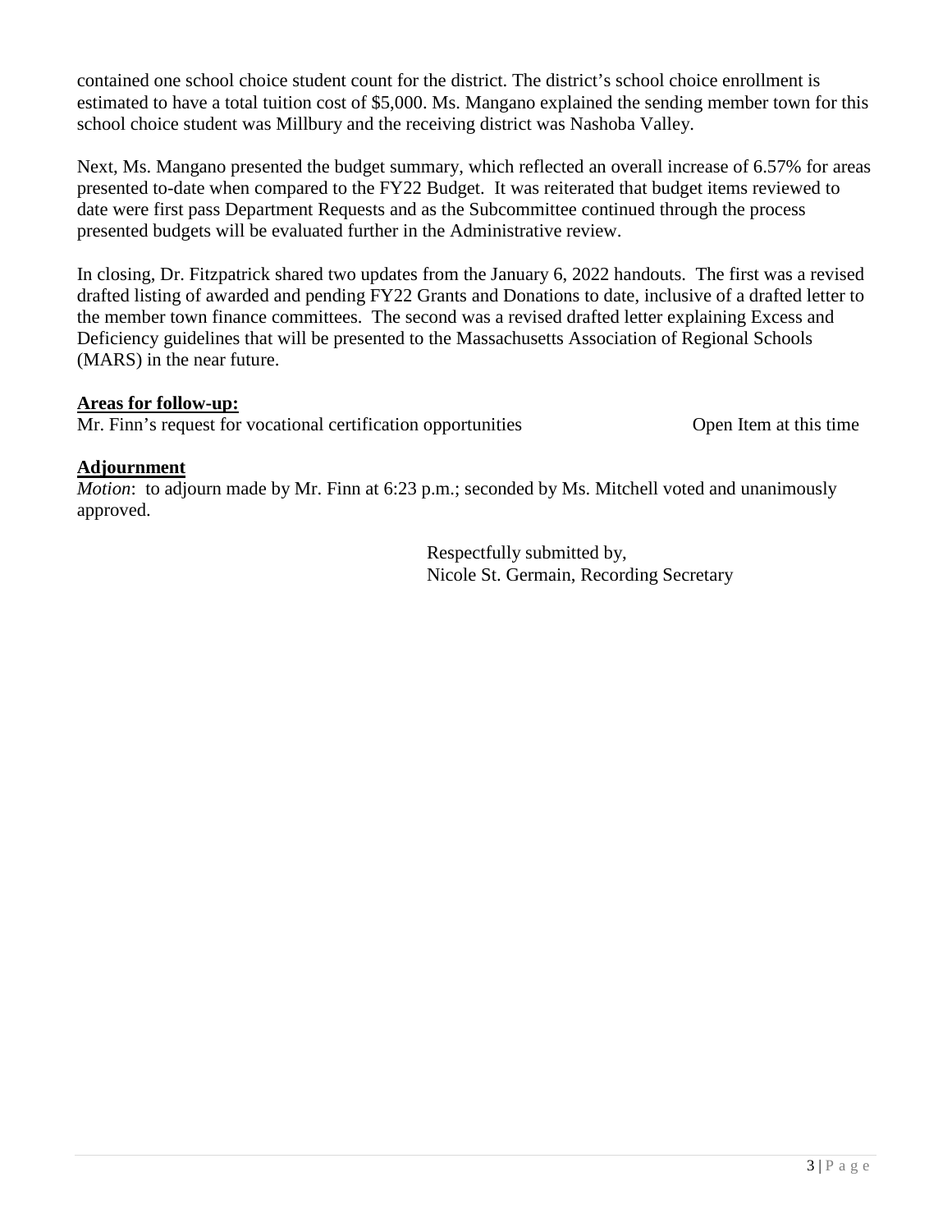contained one school choice student count for the district. The district's school choice enrollment is estimated to have a total tuition cost of $5,000. Ms. Mangano explained the sending member town for this school choice student was Millbury and the receiving district was Nashoba Valley.

Next, Ms. Mangano presented the budget summary, which reflected an overall increase of 6.57% for areas presented to-date when compared to the FY22 Budget. It was reiterated that budget items reviewed to date were first pass Department Requests and as the Subcommittee continued through the process presented budgets will be evaluated further in the Administrative review.

In closing, Dr. Fitzpatrick shared two updates from the January 6, 2022 handouts. The first was a revised drafted listing of awarded and pending FY22 Grants and Donations to date, inclusive of a drafted letter to the member town finance committees. The second was a revised drafted letter explaining Excess and Deficiency guidelines that will be presented to the Massachusetts Association of Regional Schools (MARS) in the near future.

**Areas for follow-up:**

Mr. Finn's request for vocational certification opportunities — Open Item at this time

**Adjournment**

*Motion*: to adjourn made by Mr. Finn at 6:23 p.m.; seconded by Ms. Mitchell voted and unanimously approved.

Respectfully submitted by,
Nicole St. Germain, Recording Secretary